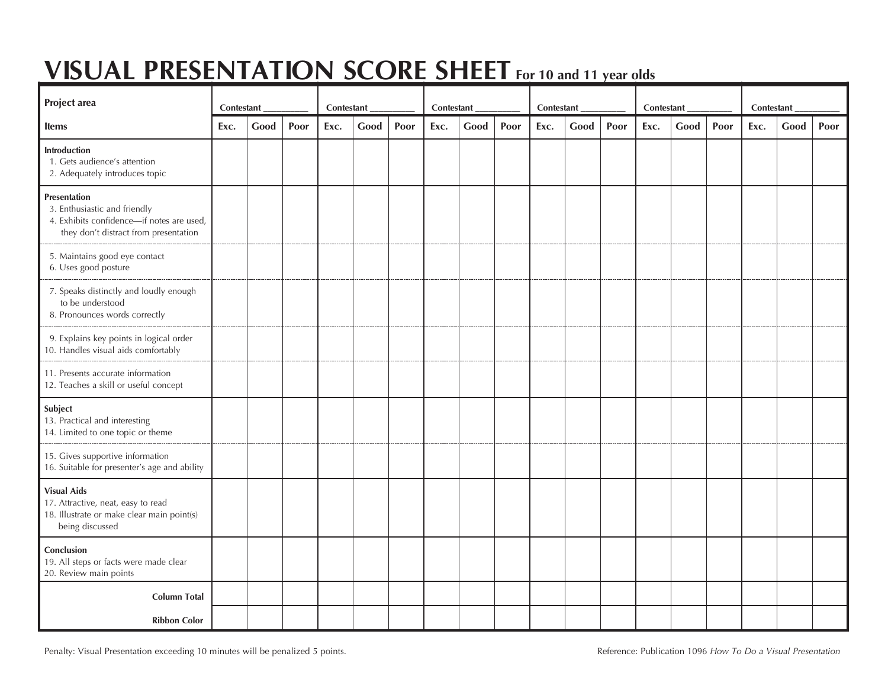# VISUAL PRESENTATION SCORE SHEET For 10 and 11 year olds

| Project area | Contestant _________ | | | Contestant _________ | | | Contestant _________ | | | Contestant _________ | | | Contestant _________ | | | Contestant _________ | | |
|---|---|---|---|---|---|---|---|---|---|---|---|---|---|---|---|---|---|---|
| **Items** | **Exc.** | **Good** | **Poor** | **Exc.** | **Good** | **Poor** | **Exc.** | **Good** | **Poor** | **Exc.** | **Good** | **Poor** | **Exc.** | **Good** | **Poor** | **Exc.** | **Good** | **Poor** |
| **Introduction**<br>1. Gets audience's attention<br>2. Adequately introduces topic | | | | | | | | | | | | | | | | | | |
| **Presentation**<br>3. Enthusiastic and friendly<br>4. Exhibits confidence—if notes are used, they don't distract from presentation | | | | | | | | | | | | | | | | | | |
| 5. Maintains good eye contact<br>6. Uses good posture | | | | | | | | | | | | | | | | | | |
| 7. Speaks distinctly and loudly enough to be understood<br>8. Pronounces words correctly | | | | | | | | | | | | | | | | | | |
| 9. Explains key points in logical order<br>10. Handles visual aids comfortably | | | | | | | | | | | | | | | | | | |
| 11. Presents accurate information<br>12. Teaches a skill or useful concept | | | | | | | | | | | | | | | | | | |
| **Subject**<br>13. Practical and interesting<br>14. Limited to one topic or theme | | | | | | | | | | | | | | | | | | |
| 15. Gives supportive information<br>16. Suitable for presenter's age and ability | | | | | | | | | | | | | | | | | | |
| **Visual Aids**<br>17. Attractive, neat, easy to read<br>18. Illustrate or make clear main point(s) being discussed | | | | | | | | | | | | | | | | | | |
| **Conclusion**<br>19. All steps or facts were made clear<br>20. Review main points | | | | | | | | | | | | | | | | | | |
| **Column Total** | | | | | | | | | | | | | | | | | | |
| **Ribbon Color** | | | | | | | | | | | | | | | | | | |

Penalty: Visual Presentation exceeding 10 minutes will be penalized 5 points.

Reference: Publication 1096 *How To Do a Visual Presentation*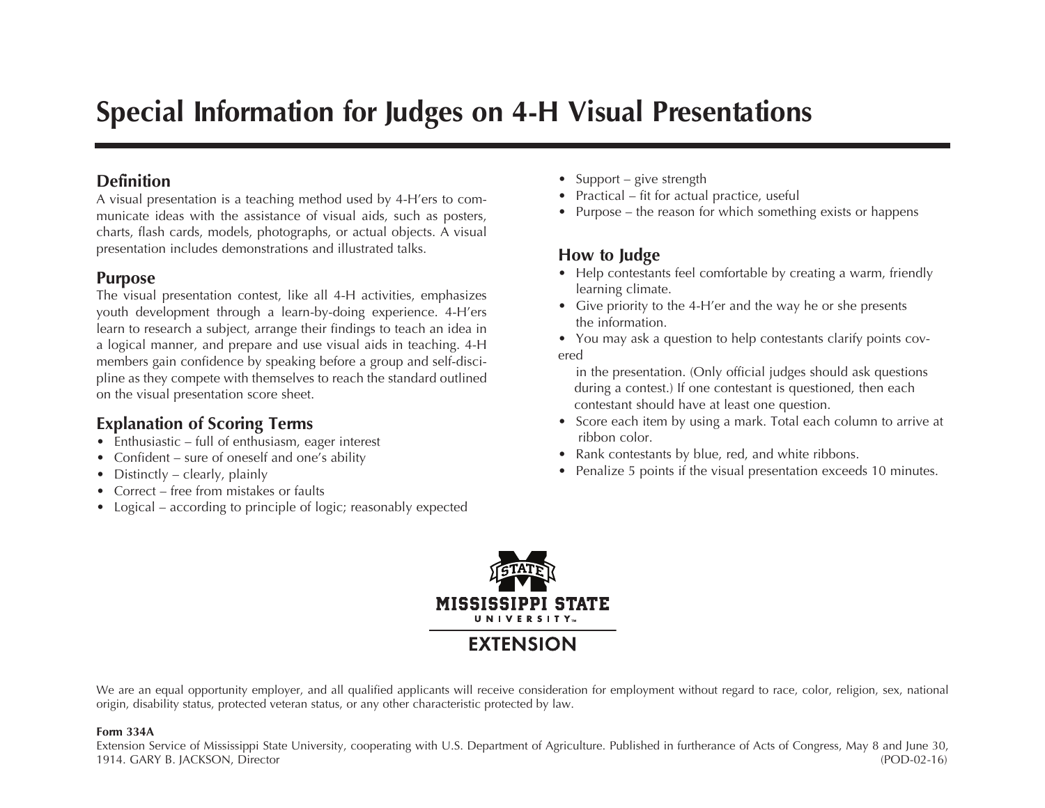# Special Information for Judges on 4-H Visual Presentations

## Definition

A visual presentation is a teaching method used by 4-H'ers to communicate ideas with the assistance of visual aids, such as posters, charts, flash cards, models, photographs, or actual objects. A visual presentation includes demonstrations and illustrated talks.

## Purpose

The visual presentation contest, like all 4-H activities, emphasizes youth development through a learn-by-doing experience. 4-H'ers learn to research a subject, arrange their findings to teach an idea in a logical manner, and prepare and use visual aids in teaching. 4-H members gain confidence by speaking before a group and self-discipline as they compete with themselves to reach the standard outlined on the visual presentation score sheet.

## Explanation of Scoring Terms

- Enthusiastic – full of enthusiasm, eager interest
- Confident – sure of oneself and one's ability
- Distinctly – clearly, plainly
- Correct – free from mistakes or faults
- Logical – according to principle of logic; reasonably expected
- Support – give strength
- Practical – fit for actual practice, useful
- Purpose – the reason for which something exists or happens

## How to Judge

- Help contestants feel comfortable by creating a warm, friendly learning climate.
- Give priority to the 4-H'er and the way he or she presents the information.
- You may ask a question to help contestants clarify points covered in the presentation. (Only official judges should ask questions during a contest.) If one contestant is questioned, then each contestant should have at least one question.
- Score each item by using a mark. Total each column to arrive at ribbon color.
- Rank contestants by blue, red, and white ribbons.
- Penalize 5 points if the visual presentation exceeds 10 minutes.

MISSISSIPPI STATE UNIVERSITY
EXTENSION

We are an equal opportunity employer, and all qualified applicants will receive consideration for employment without regard to race, color, religion, sex, national origin, disability status, protected veteran status, or any other characteristic protected by law.

**Form 334A**

Extension Service of Mississippi State University, cooperating with U.S. Department of Agriculture. Published in furtherance of Acts of Congress, May 8 and June 30, 1914. GARY B. JACKSON, Director (POD-02-16)